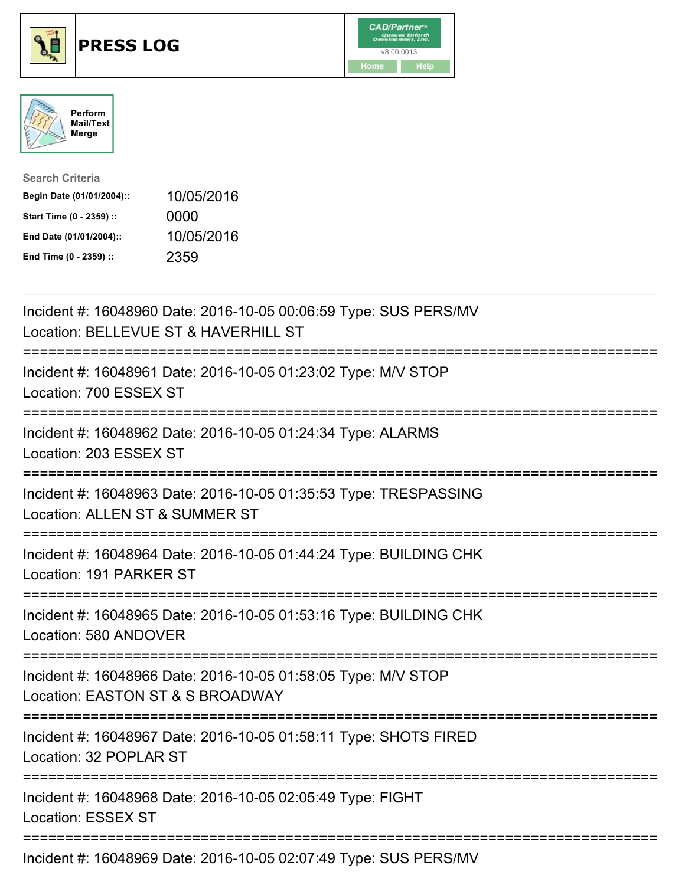# PRESS LOG

Perform Mail/Text Merge

**Search Criteria**

| | |
|---|---|
| **Begin Date (01/01/2004)::** | 10/05/2016 |
| **Start Time (0 - 2359) ::** | 0000 |
| **End Date (01/01/2004)::** | 10/05/2016 |
| **End Time (0 - 2359) ::** | 2359 |

Incident #: 16048960 Date: 2016-10-05 00:06:59 Type: SUS PERS/MV
Location: BELLEVUE ST & HAVERHILL ST

===========================================================================

Incident #: 16048961 Date: 2016-10-05 01:23:02 Type: M/V STOP
Location: 700 ESSEX ST

===========================================================================

Incident #: 16048962 Date: 2016-10-05 01:24:34 Type: ALARMS
Location: 203 ESSEX ST

===========================================================================

Incident #: 16048963 Date: 2016-10-05 01:35:53 Type: TRESPASSING
Location: ALLEN ST & SUMMER ST

===========================================================================

Incident #: 16048964 Date: 2016-10-05 01:44:24 Type: BUILDING CHK
Location: 191 PARKER ST

===========================================================================

Incident #: 16048965 Date: 2016-10-05 01:53:16 Type: BUILDING CHK
Location: 580 ANDOVER

===========================================================================

Incident #: 16048966 Date: 2016-10-05 01:58:05 Type: M/V STOP
Location: EASTON ST & S BROADWAY

===========================================================================

Incident #: 16048967 Date: 2016-10-05 01:58:11 Type: SHOTS FIRED
Location: 32 POPLAR ST

===========================================================================

Incident #: 16048968 Date: 2016-10-05 02:05:49 Type: FIGHT
Location: ESSEX ST

===========================================================================

Incident #: 16048969 Date: 2016-10-05 02:07:49 Type: SUS PERS/MV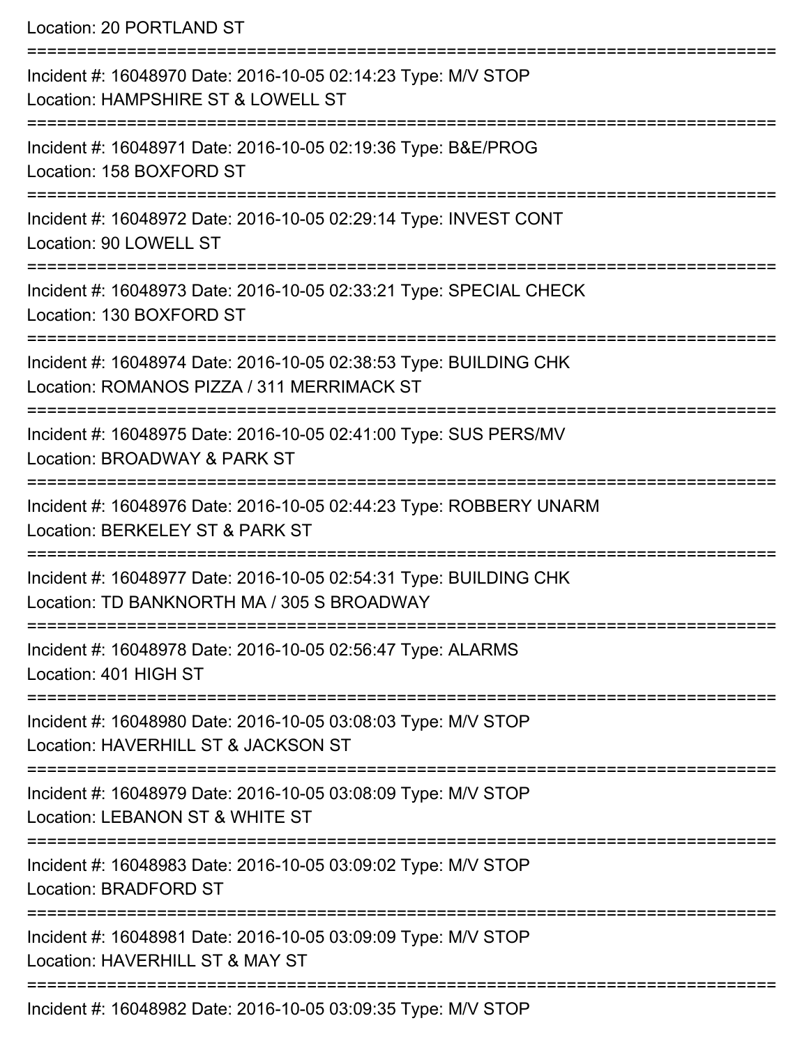Location: 20 PORTLAND ST

===========================================================================

Incident #: 16048970 Date: 2016-10-05 02:14:23 Type: M/V STOP

Location: HAMPSHIRE ST & LOWELL ST

===========================================================================

Incident #: 16048971 Date: 2016-10-05 02:19:36 Type: B&E/PROG

Location: 158 BOXFORD ST

===========================================================================

Incident #: 16048972 Date: 2016-10-05 02:29:14 Type: INVEST CONT

Location: 90 LOWELL ST

===========================================================================

Incident #: 16048973 Date: 2016-10-05 02:33:21 Type: SPECIAL CHECK

Location: 130 BOXFORD ST

===========================================================================

Incident #: 16048974 Date: 2016-10-05 02:38:53 Type: BUILDING CHK

Location: ROMANOS PIZZA / 311 MERRIMACK ST

===========================================================================

Incident #: 16048975 Date: 2016-10-05 02:41:00 Type: SUS PERS/MV

Location: BROADWAY & PARK ST

===========================================================================

Incident #: 16048976 Date: 2016-10-05 02:44:23 Type: ROBBERY UNARM

Location: BERKELEY ST & PARK ST

===========================================================================

Incident #: 16048977 Date: 2016-10-05 02:54:31 Type: BUILDING CHK

Location: TD BANKNORTH MA / 305 S BROADWAY

===========================================================================

Incident #: 16048978 Date: 2016-10-05 02:56:47 Type: ALARMS

Location: 401 HIGH ST

===========================================================================

Incident #: 16048980 Date: 2016-10-05 03:08:03 Type: M/V STOP

Location: HAVERHILL ST & JACKSON ST

===========================================================================

Incident #: 16048979 Date: 2016-10-05 03:08:09 Type: M/V STOP

Location: LEBANON ST & WHITE ST

===========================================================================

Incident #: 16048983 Date: 2016-10-05 03:09:02 Type: M/V STOP

Location: BRADFORD ST

===========================================================================

Incident #: 16048981 Date: 2016-10-05 03:09:09 Type: M/V STOP

Location: HAVERHILL ST & MAY ST

===========================================================================

Incident #: 16048982 Date: 2016-10-05 03:09:35 Type: M/V STOP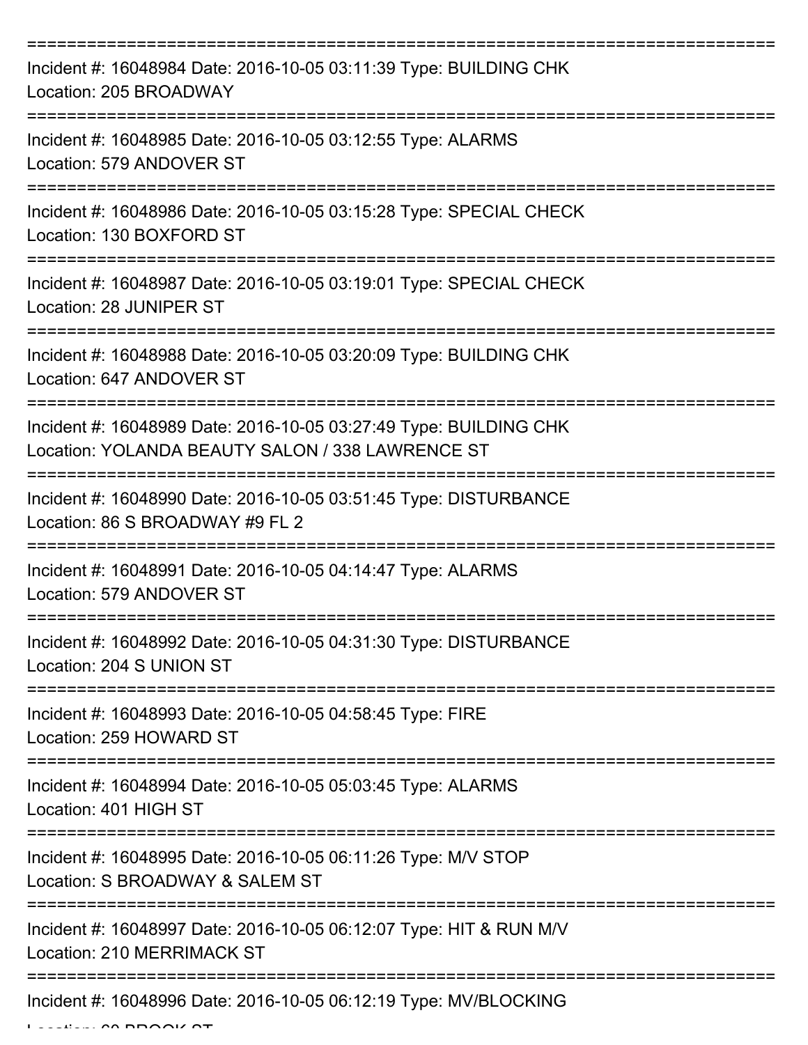===========================================================================

Incident #: 16048984 Date: 2016-10-05 03:11:39 Type: BUILDING CHK
Location: 205 BROADWAY

===========================================================================

Incident #: 16048985 Date: 2016-10-05 03:12:55 Type: ALARMS
Location: 579 ANDOVER ST

===========================================================================

Incident #: 16048986 Date: 2016-10-05 03:15:28 Type: SPECIAL CHECK
Location: 130 BOXFORD ST

===========================================================================

Incident #: 16048987 Date: 2016-10-05 03:19:01 Type: SPECIAL CHECK
Location: 28 JUNIPER ST

===========================================================================

Incident #: 16048988 Date: 2016-10-05 03:20:09 Type: BUILDING CHK
Location: 647 ANDOVER ST

===========================================================================

Incident #: 16048989 Date: 2016-10-05 03:27:49 Type: BUILDING CHK
Location: YOLANDA BEAUTY SALON / 338 LAWRENCE ST

===========================================================================

Incident #: 16048990 Date: 2016-10-05 03:51:45 Type: DISTURBANCE
Location: 86 S BROADWAY #9 FL 2

===========================================================================

Incident #: 16048991 Date: 2016-10-05 04:14:47 Type: ALARMS
Location: 579 ANDOVER ST

===========================================================================

Incident #: 16048992 Date: 2016-10-05 04:31:30 Type: DISTURBANCE
Location: 204 S UNION ST

===========================================================================

Incident #: 16048993 Date: 2016-10-05 04:58:45 Type: FIRE
Location: 259 HOWARD ST

===========================================================================

Incident #: 16048994 Date: 2016-10-05 05:03:45 Type: ALARMS
Location: 401 HIGH ST

===========================================================================

Incident #: 16048995 Date: 2016-10-05 06:11:26 Type: M/V STOP
Location: S BROADWAY & SALEM ST

===========================================================================

Incident #: 16048997 Date: 2016-10-05 06:12:07 Type: HIT & RUN M/V
Location: 210 MERRIMACK ST

===========================================================================

Incident #: 16048996 Date: 2016-10-05 06:12:19 Type: MV/BLOCKING
Location: 60 BROOK ST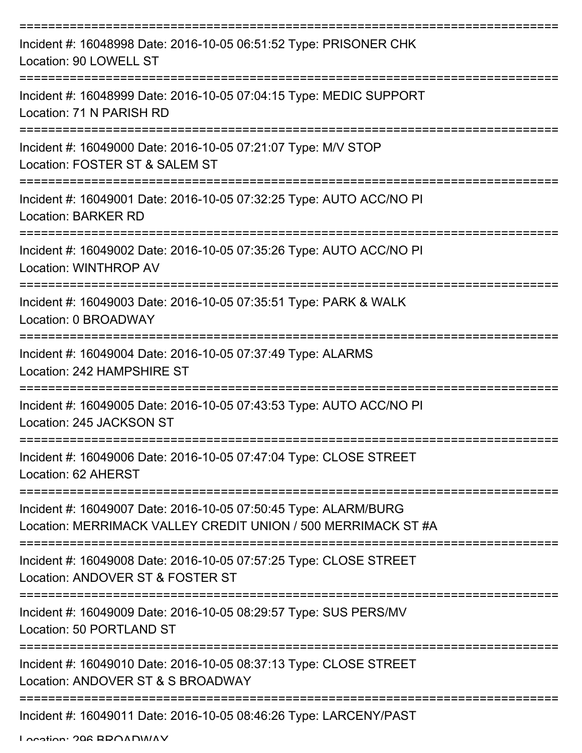===========================================================================
Incident #: 16048998 Date: 2016-10-05 06:51:52 Type: PRISONER CHK
Location: 90 LOWELL ST
===========================================================================
Incident #: 16048999 Date: 2016-10-05 07:04:15 Type: MEDIC SUPPORT
Location: 71 N PARISH RD
===========================================================================
Incident #: 16049000 Date: 2016-10-05 07:21:07 Type: M/V STOP
Location: FOSTER ST & SALEM ST
===========================================================================
Incident #: 16049001 Date: 2016-10-05 07:32:25 Type: AUTO ACC/NO PI
Location: BARKER RD
===========================================================================
Incident #: 16049002 Date: 2016-10-05 07:35:26 Type: AUTO ACC/NO PI
Location: WINTHROP AV
===========================================================================
Incident #: 16049003 Date: 2016-10-05 07:35:51 Type: PARK & WALK
Location: 0 BROADWAY
===========================================================================
Incident #: 16049004 Date: 2016-10-05 07:37:49 Type: ALARMS
Location: 242 HAMPSHIRE ST
===========================================================================
Incident #: 16049005 Date: 2016-10-05 07:43:53 Type: AUTO ACC/NO PI
Location: 245 JACKSON ST
===========================================================================
Incident #: 16049006 Date: 2016-10-05 07:47:04 Type: CLOSE STREET
Location: 62 AHERST
===========================================================================
Incident #: 16049007 Date: 2016-10-05 07:50:45 Type: ALARM/BURG
Location: MERRIMACK VALLEY CREDIT UNION / 500 MERRIMACK ST #A
===========================================================================
Incident #: 16049008 Date: 2016-10-05 07:57:25 Type: CLOSE STREET
Location: ANDOVER ST & FOSTER ST
===========================================================================
Incident #: 16049009 Date: 2016-10-05 08:29:57 Type: SUS PERS/MV
Location: 50 PORTLAND ST
===========================================================================
Incident #: 16049010 Date: 2016-10-05 08:37:13 Type: CLOSE STREET
Location: ANDOVER ST & S BROADWAY
===========================================================================
Incident #: 16049011 Date: 2016-10-05 08:46:26 Type: LARCENY/PAST
Location: 296 BROADWAY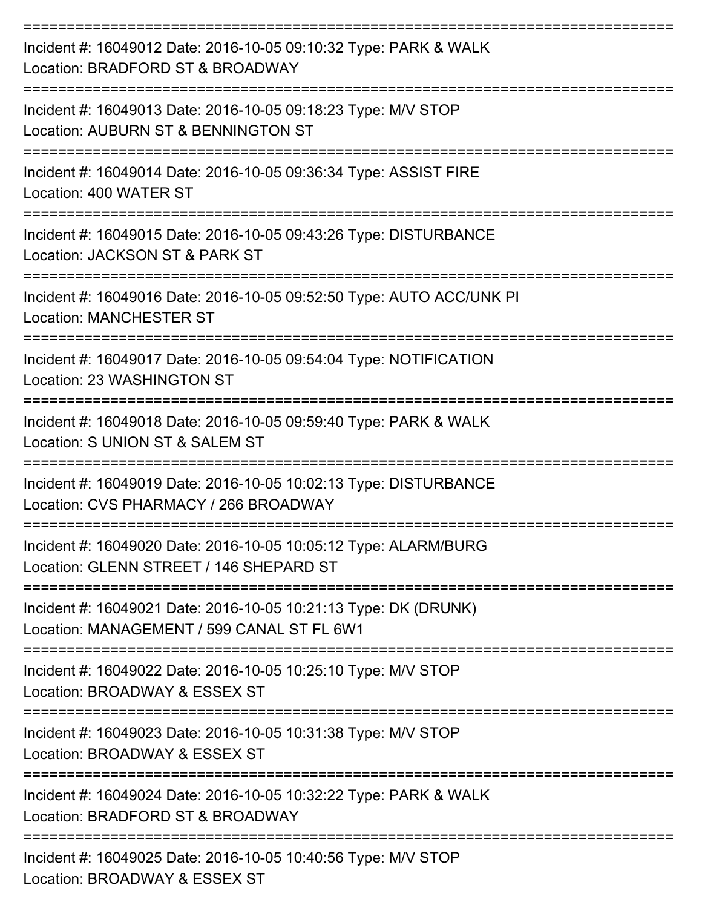===========================================================================

Incident #: 16049012 Date: 2016-10-05 09:10:32 Type: PARK & WALK
Location: BRADFORD ST & BROADWAY

===========================================================================

Incident #: 16049013 Date: 2016-10-05 09:18:23 Type: M/V STOP
Location: AUBURN ST & BENNINGTON ST

===========================================================================

Incident #: 16049014 Date: 2016-10-05 09:36:34 Type: ASSIST FIRE
Location: 400 WATER ST

===========================================================================

Incident #: 16049015 Date: 2016-10-05 09:43:26 Type: DISTURBANCE
Location: JACKSON ST & PARK ST

===========================================================================

Incident #: 16049016 Date: 2016-10-05 09:52:50 Type: AUTO ACC/UNK PI
Location: MANCHESTER ST

===========================================================================

Incident #: 16049017 Date: 2016-10-05 09:54:04 Type: NOTIFICATION
Location: 23 WASHINGTON ST

===========================================================================

Incident #: 16049018 Date: 2016-10-05 09:59:40 Type: PARK & WALK
Location: S UNION ST & SALEM ST

===========================================================================

Incident #: 16049019 Date: 2016-10-05 10:02:13 Type: DISTURBANCE
Location: CVS PHARMACY / 266 BROADWAY

===========================================================================

Incident #: 16049020 Date: 2016-10-05 10:05:12 Type: ALARM/BURG
Location: GLENN STREET / 146 SHEPARD ST

===========================================================================

Incident #: 16049021 Date: 2016-10-05 10:21:13 Type: DK (DRUNK)
Location: MANAGEMENT / 599 CANAL ST FL 6W1

===========================================================================

Incident #: 16049022 Date: 2016-10-05 10:25:10 Type: M/V STOP
Location: BROADWAY & ESSEX ST

===========================================================================

Incident #: 16049023 Date: 2016-10-05 10:31:38 Type: M/V STOP
Location: BROADWAY & ESSEX ST

===========================================================================

Incident #: 16049024 Date: 2016-10-05 10:32:22 Type: PARK & WALK
Location: BRADFORD ST & BROADWAY

===========================================================================

Incident #: 16049025 Date: 2016-10-05 10:40:56 Type: M/V STOP
Location: BROADWAY & ESSEX ST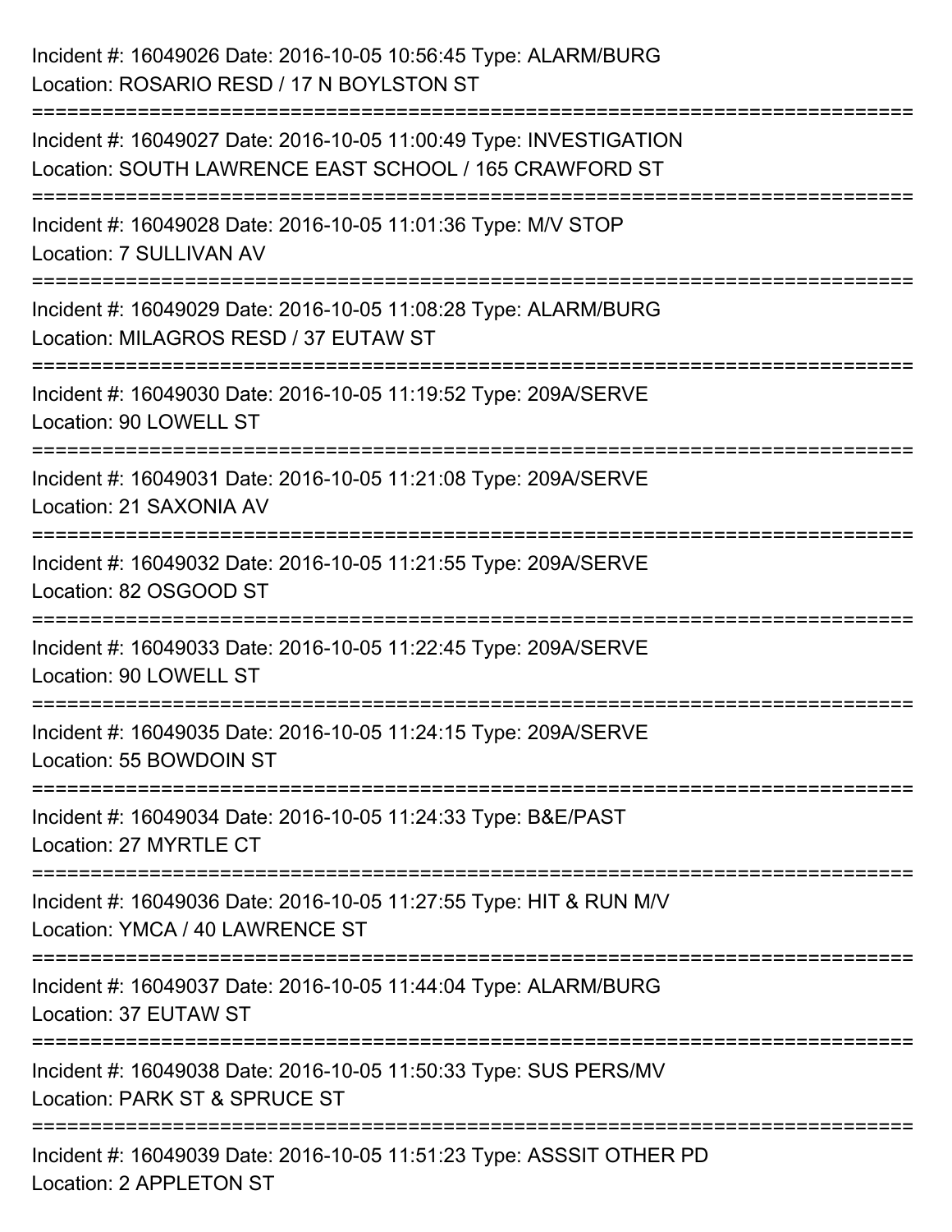Incident #: 16049026 Date: 2016-10-05 10:56:45 Type: ALARM/BURG
Location: ROSARIO RESD / 17 N BOYLSTON ST

===========================================================================

Incident #: 16049027 Date: 2016-10-05 11:00:49 Type: INVESTIGATION
Location: SOUTH LAWRENCE EAST SCHOOL / 165 CRAWFORD ST

===========================================================================

Incident #: 16049028 Date: 2016-10-05 11:01:36 Type: M/V STOP
Location: 7 SULLIVAN AV

===========================================================================

Incident #: 16049029 Date: 2016-10-05 11:08:28 Type: ALARM/BURG
Location: MILAGROS RESD / 37 EUTAW ST

===========================================================================

Incident #: 16049030 Date: 2016-10-05 11:19:52 Type: 209A/SERVE
Location: 90 LOWELL ST

===========================================================================

Incident #: 16049031 Date: 2016-10-05 11:21:08 Type: 209A/SERVE
Location: 21 SAXONIA AV

===========================================================================

Incident #: 16049032 Date: 2016-10-05 11:21:55 Type: 209A/SERVE
Location: 82 OSGOOD ST

===========================================================================

Incident #: 16049033 Date: 2016-10-05 11:22:45 Type: 209A/SERVE
Location: 90 LOWELL ST

===========================================================================

Incident #: 16049035 Date: 2016-10-05 11:24:15 Type: 209A/SERVE
Location: 55 BOWDOIN ST

===========================================================================

Incident #: 16049034 Date: 2016-10-05 11:24:33 Type: B&E/PAST
Location: 27 MYRTLE CT

===========================================================================

Incident #: 16049036 Date: 2016-10-05 11:27:55 Type: HIT & RUN M/V
Location: YMCA / 40 LAWRENCE ST

===========================================================================

Incident #: 16049037 Date: 2016-10-05 11:44:04 Type: ALARM/BURG
Location: 37 EUTAW ST

===========================================================================

Incident #: 16049038 Date: 2016-10-05 11:50:33 Type: SUS PERS/MV
Location: PARK ST & SPRUCE ST

===========================================================================

Incident #: 16049039 Date: 2016-10-05 11:51:23 Type: ASSSIT OTHER PD
Location: 2 APPLETON ST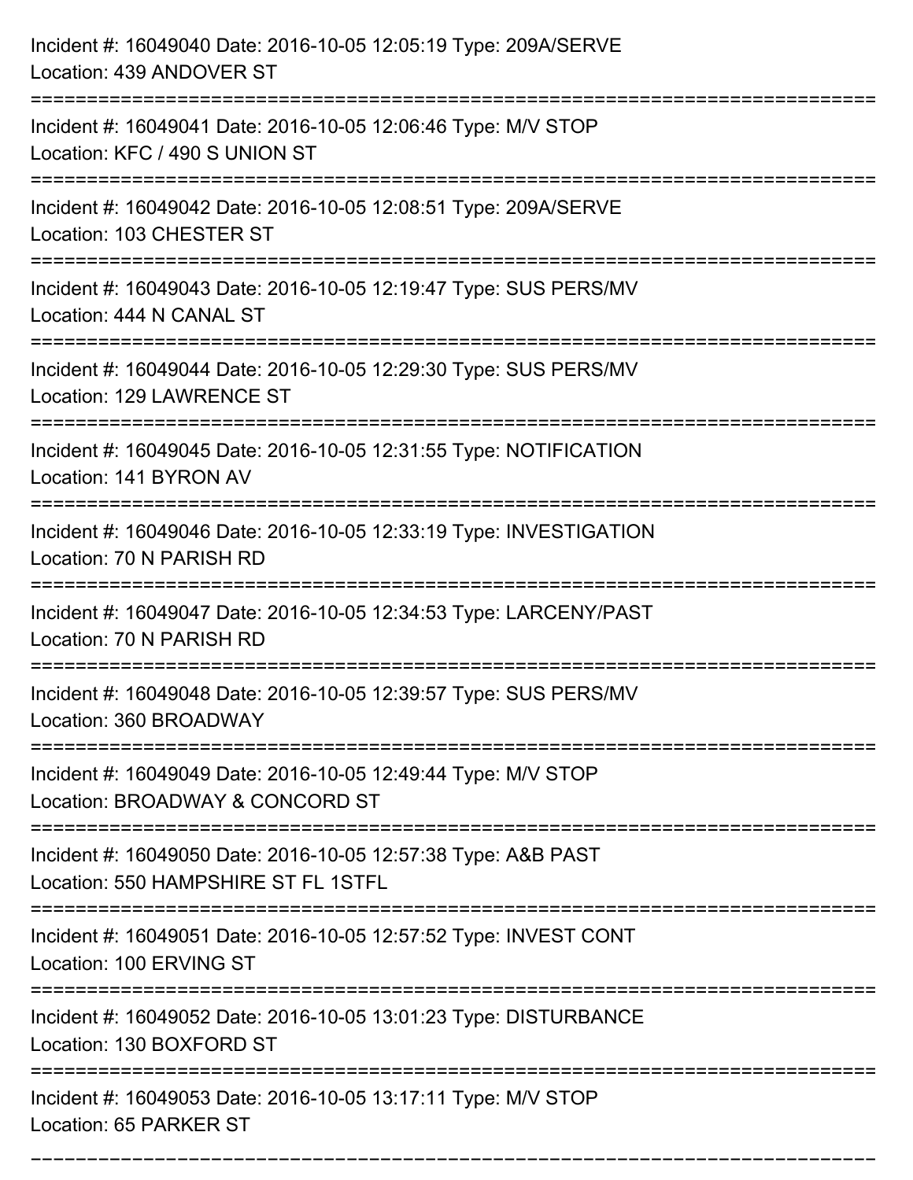Incident #: 16049040 Date: 2016-10-05 12:05:19 Type: 209A/SERVE
Location: 439 ANDOVER ST

===========================================================================

Incident #: 16049041 Date: 2016-10-05 12:06:46 Type: M/V STOP
Location: KFC / 490 S UNION ST

===========================================================================

Incident #: 16049042 Date: 2016-10-05 12:08:51 Type: 209A/SERVE
Location: 103 CHESTER ST

===========================================================================

Incident #: 16049043 Date: 2016-10-05 12:19:47 Type: SUS PERS/MV
Location: 444 N CANAL ST

===========================================================================

Incident #: 16049044 Date: 2016-10-05 12:29:30 Type: SUS PERS/MV
Location: 129 LAWRENCE ST

===========================================================================

Incident #: 16049045 Date: 2016-10-05 12:31:55 Type: NOTIFICATION
Location: 141 BYRON AV

===========================================================================

Incident #: 16049046 Date: 2016-10-05 12:33:19 Type: INVESTIGATION
Location: 70 N PARISH RD

===========================================================================

Incident #: 16049047 Date: 2016-10-05 12:34:53 Type: LARCENY/PAST
Location: 70 N PARISH RD

===========================================================================

Incident #: 16049048 Date: 2016-10-05 12:39:57 Type: SUS PERS/MV
Location: 360 BROADWAY

===========================================================================

Incident #: 16049049 Date: 2016-10-05 12:49:44 Type: M/V STOP
Location: BROADWAY & CONCORD ST

===========================================================================

Incident #: 16049050 Date: 2016-10-05 12:57:38 Type: A&B PAST
Location: 550 HAMPSHIRE ST FL 1STFL

===========================================================================

Incident #: 16049051 Date: 2016-10-05 12:57:52 Type: INVEST CONT
Location: 100 ERVING ST

===========================================================================

Incident #: 16049052 Date: 2016-10-05 13:01:23 Type: DISTURBANCE
Location: 130 BOXFORD ST

===========================================================================

Incident #: 16049053 Date: 2016-10-05 13:17:11 Type: M/V STOP
Location: 65 PARKER ST

===========================================================================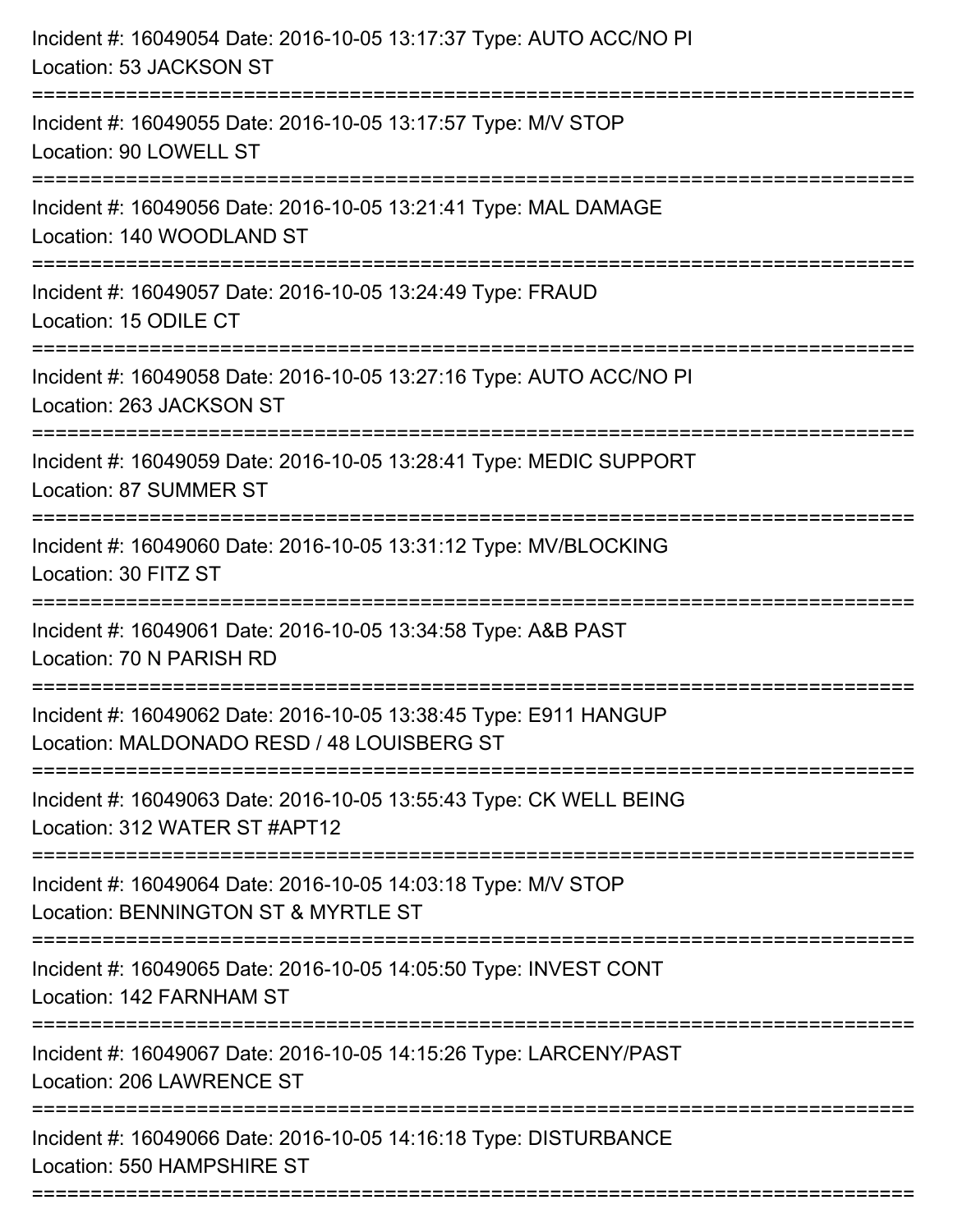Incident #: 16049054 Date: 2016-10-05 13:17:37 Type: AUTO ACC/NO PI
Location: 53 JACKSON ST

===========================================================================

Incident #: 16049055 Date: 2016-10-05 13:17:57 Type: M/V STOP
Location: 90 LOWELL ST

===========================================================================

Incident #: 16049056 Date: 2016-10-05 13:21:41 Type: MAL DAMAGE
Location: 140 WOODLAND ST

===========================================================================

Incident #: 16049057 Date: 2016-10-05 13:24:49 Type: FRAUD
Location: 15 ODILE CT

===========================================================================

Incident #: 16049058 Date: 2016-10-05 13:27:16 Type: AUTO ACC/NO PI
Location: 263 JACKSON ST

===========================================================================

Incident #: 16049059 Date: 2016-10-05 13:28:41 Type: MEDIC SUPPORT
Location: 87 SUMMER ST

===========================================================================

Incident #: 16049060 Date: 2016-10-05 13:31:12 Type: MV/BLOCKING
Location: 30 FITZ ST

===========================================================================

Incident #: 16049061 Date: 2016-10-05 13:34:58 Type: A&B PAST
Location: 70 N PARISH RD

===========================================================================

Incident #: 16049062 Date: 2016-10-05 13:38:45 Type: E911 HANGUP
Location: MALDONADO RESD / 48 LOUISBERG ST

===========================================================================

Incident #: 16049063 Date: 2016-10-05 13:55:43 Type: CK WELL BEING
Location: 312 WATER ST #APT12

===========================================================================

Incident #: 16049064 Date: 2016-10-05 14:03:18 Type: M/V STOP
Location: BENNINGTON ST & MYRTLE ST

===========================================================================

Incident #: 16049065 Date: 2016-10-05 14:05:50 Type: INVEST CONT
Location: 142 FARNHAM ST

===========================================================================

Incident #: 16049067 Date: 2016-10-05 14:15:26 Type: LARCENY/PAST
Location: 206 LAWRENCE ST

===========================================================================

Incident #: 16049066 Date: 2016-10-05 14:16:18 Type: DISTURBANCE
Location: 550 HAMPSHIRE ST

===========================================================================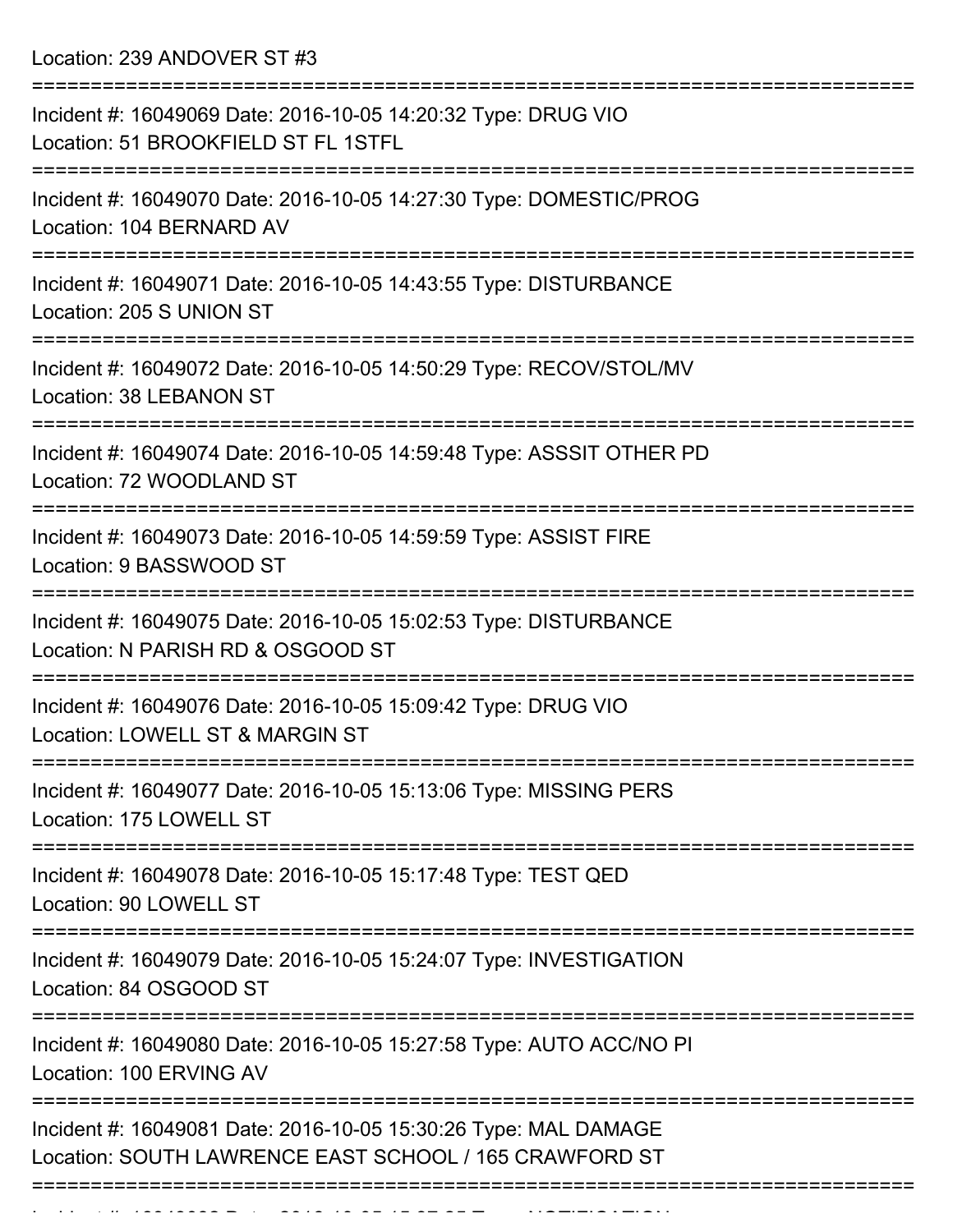Location: 239 ANDOVER ST #3

===========================================================================

Incident #: 16049069 Date: 2016-10-05 14:20:32 Type: DRUG VIO
Location: 51 BROOKFIELD ST FL 1STFL

===========================================================================

Incident #: 16049070 Date: 2016-10-05 14:27:30 Type: DOMESTIC/PROG
Location: 104 BERNARD AV

===========================================================================

Incident #: 16049071 Date: 2016-10-05 14:43:55 Type: DISTURBANCE
Location: 205 S UNION ST

===========================================================================

Incident #: 16049072 Date: 2016-10-05 14:50:29 Type: RECOV/STOL/MV
Location: 38 LEBANON ST

===========================================================================

Incident #: 16049074 Date: 2016-10-05 14:59:48 Type: ASSSIT OTHER PD
Location: 72 WOODLAND ST

===========================================================================

Incident #: 16049073 Date: 2016-10-05 14:59:59 Type: ASSIST FIRE
Location: 9 BASSWOOD ST

===========================================================================

Incident #: 16049075 Date: 2016-10-05 15:02:53 Type: DISTURBANCE
Location: N PARISH RD & OSGOOD ST

===========================================================================

Incident #: 16049076 Date: 2016-10-05 15:09:42 Type: DRUG VIO
Location: LOWELL ST & MARGIN ST

===========================================================================

Incident #: 16049077 Date: 2016-10-05 15:13:06 Type: MISSING PERS
Location: 175 LOWELL ST

===========================================================================

Incident #: 16049078 Date: 2016-10-05 15:17:48 Type: TEST QED
Location: 90 LOWELL ST

===========================================================================

Incident #: 16049079 Date: 2016-10-05 15:24:07 Type: INVESTIGATION
Location: 84 OSGOOD ST

===========================================================================

Incident #: 16049080 Date: 2016-10-05 15:27:58 Type: AUTO ACC/NO PI
Location: 100 ERVING AV

===========================================================================

Incident #: 16049081 Date: 2016-10-05 15:30:26 Type: MAL DAMAGE
Location: SOUTH LAWRENCE EAST SCHOOL / 165 CRAWFORD ST

===========================================================================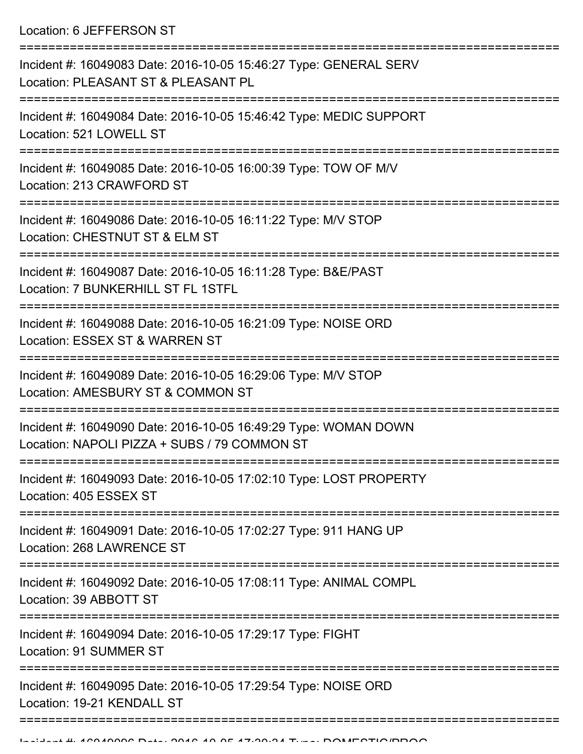Location: 6 JEFFERSON ST

===========================================================================

Incident #: 16049083 Date: 2016-10-05 15:46:27 Type: GENERAL SERV
Location: PLEASANT ST & PLEASANT PL

===========================================================================

Incident #: 16049084 Date: 2016-10-05 15:46:42 Type: MEDIC SUPPORT
Location: 521 LOWELL ST

===========================================================================

Incident #: 16049085 Date: 2016-10-05 16:00:39 Type: TOW OF M/V
Location: 213 CRAWFORD ST

===========================================================================

Incident #: 16049086 Date: 2016-10-05 16:11:22 Type: M/V STOP
Location: CHESTNUT ST & ELM ST

===========================================================================

Incident #: 16049087 Date: 2016-10-05 16:11:28 Type: B&E/PAST
Location: 7 BUNKERHILL ST FL 1STFL

===========================================================================

Incident #: 16049088 Date: 2016-10-05 16:21:09 Type: NOISE ORD
Location: ESSEX ST & WARREN ST

===========================================================================

Incident #: 16049089 Date: 2016-10-05 16:29:06 Type: M/V STOP
Location: AMESBURY ST & COMMON ST

===========================================================================

Incident #: 16049090 Date: 2016-10-05 16:49:29 Type: WOMAN DOWN
Location: NAPOLI PIZZA + SUBS / 79 COMMON ST

===========================================================================

Incident #: 16049093 Date: 2016-10-05 17:02:10 Type: LOST PROPERTY
Location: 405 ESSEX ST

===========================================================================

Incident #: 16049091 Date: 2016-10-05 17:02:27 Type: 911 HANG UP
Location: 268 LAWRENCE ST

===========================================================================

Incident #: 16049092 Date: 2016-10-05 17:08:11 Type: ANIMAL COMPL
Location: 39 ABBOTT ST

===========================================================================

Incident #: 16049094 Date: 2016-10-05 17:29:17 Type: FIGHT
Location: 91 SUMMER ST

===========================================================================

Incident #: 16049095 Date: 2016-10-05 17:29:54 Type: NOISE ORD
Location: 19-21 KENDALL ST

===========================================================================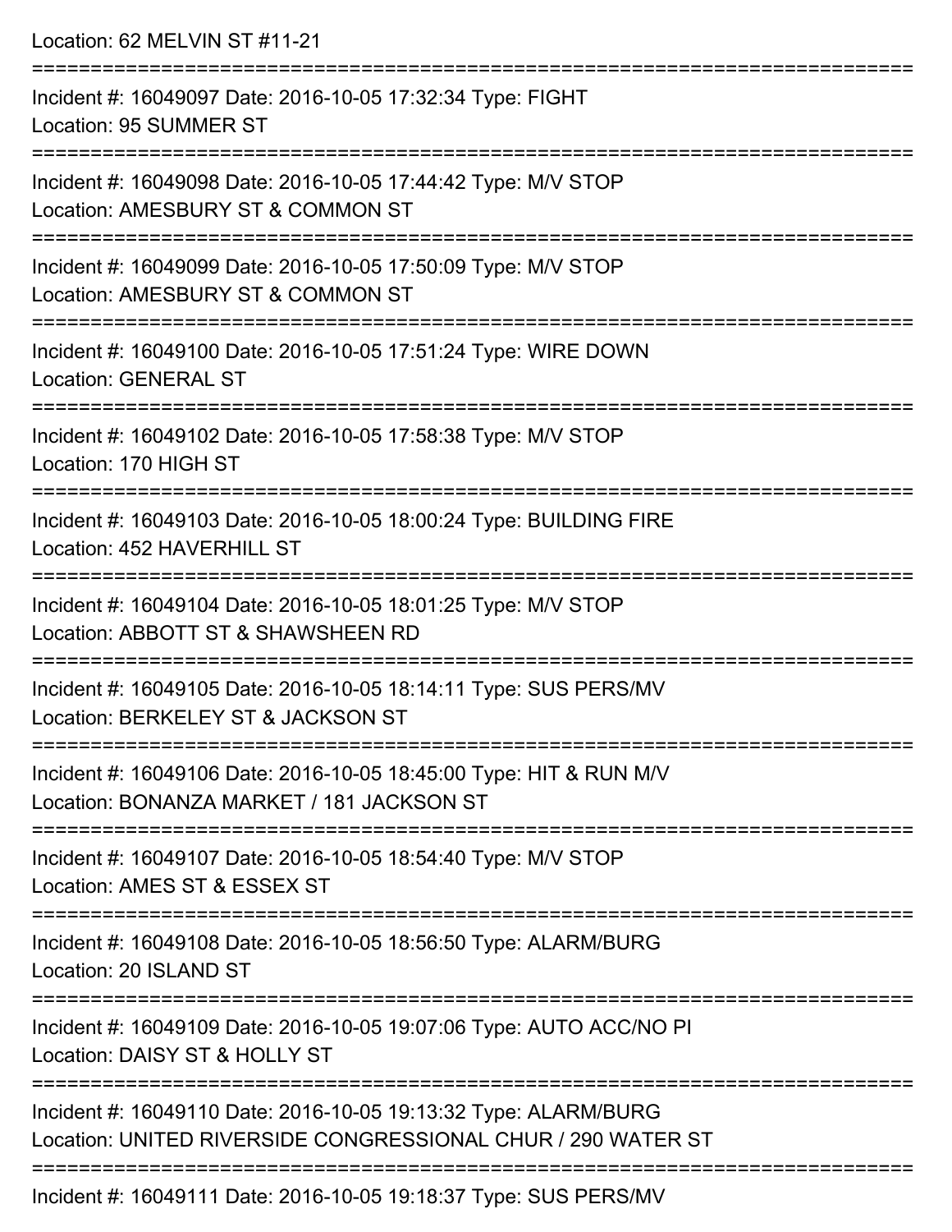Location: 62 MELVIN ST #11-21

===========================================================================

Incident #: 16049097 Date: 2016-10-05 17:32:34 Type: FIGHT
Location: 95 SUMMER ST

===========================================================================

Incident #: 16049098 Date: 2016-10-05 17:44:42 Type: M/V STOP
Location: AMESBURY ST & COMMON ST

===========================================================================

Incident #: 16049099 Date: 2016-10-05 17:50:09 Type: M/V STOP
Location: AMESBURY ST & COMMON ST

===========================================================================

Incident #: 16049100 Date: 2016-10-05 17:51:24 Type: WIRE DOWN
Location: GENERAL ST

===========================================================================

Incident #: 16049102 Date: 2016-10-05 17:58:38 Type: M/V STOP
Location: 170 HIGH ST

===========================================================================

Incident #: 16049103 Date: 2016-10-05 18:00:24 Type: BUILDING FIRE
Location: 452 HAVERHILL ST

===========================================================================

Incident #: 16049104 Date: 2016-10-05 18:01:25 Type: M/V STOP
Location: ABBOTT ST & SHAWSHEEN RD

===========================================================================

Incident #: 16049105 Date: 2016-10-05 18:14:11 Type: SUS PERS/MV
Location: BERKELEY ST & JACKSON ST

===========================================================================

Incident #: 16049106 Date: 2016-10-05 18:45:00 Type: HIT & RUN M/V
Location: BONANZA MARKET / 181 JACKSON ST

===========================================================================

Incident #: 16049107 Date: 2016-10-05 18:54:40 Type: M/V STOP
Location: AMES ST & ESSEX ST

===========================================================================

Incident #: 16049108 Date: 2016-10-05 18:56:50 Type: ALARM/BURG
Location: 20 ISLAND ST

===========================================================================

Incident #: 16049109 Date: 2016-10-05 19:07:06 Type: AUTO ACC/NO PI
Location: DAISY ST & HOLLY ST

===========================================================================

Incident #: 16049110 Date: 2016-10-05 19:13:32 Type: ALARM/BURG
Location: UNITED RIVERSIDE CONGRESSIONAL CHUR / 290 WATER ST

===========================================================================

Incident #: 16049111 Date: 2016-10-05 19:18:37 Type: SUS PERS/MV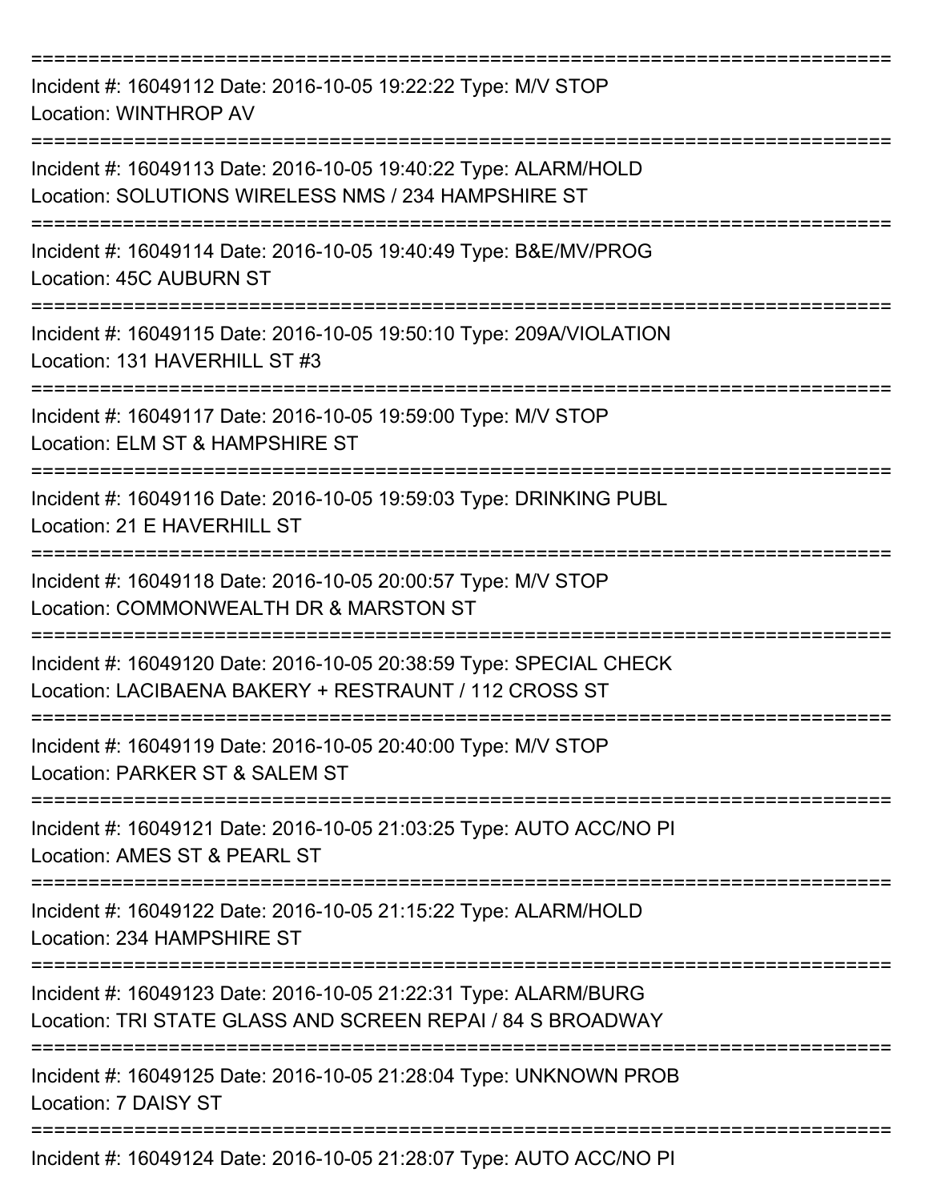===========================================================================
Incident #: 16049112 Date: 2016-10-05 19:22:22 Type: M/V STOP
Location: WINTHROP AV
===========================================================================
Incident #: 16049113 Date: 2016-10-05 19:40:22 Type: ALARM/HOLD
Location: SOLUTIONS WIRELESS NMS / 234 HAMPSHIRE ST
===========================================================================
Incident #: 16049114 Date: 2016-10-05 19:40:49 Type: B&E/MV/PROG
Location: 45C AUBURN ST
===========================================================================
Incident #: 16049115 Date: 2016-10-05 19:50:10 Type: 209A/VIOLATION
Location: 131 HAVERHILL ST #3
===========================================================================
Incident #: 16049117 Date: 2016-10-05 19:59:00 Type: M/V STOP
Location: ELM ST & HAMPSHIRE ST
===========================================================================
Incident #: 16049116 Date: 2016-10-05 19:59:03 Type: DRINKING PUBL
Location: 21 E HAVERHILL ST
===========================================================================
Incident #: 16049118 Date: 2016-10-05 20:00:57 Type: M/V STOP
Location: COMMONWEALTH DR & MARSTON ST
===========================================================================
Incident #: 16049120 Date: 2016-10-05 20:38:59 Type: SPECIAL CHECK
Location: LACIBAENA BAKERY + RESTRAUNT / 112 CROSS ST
===========================================================================
Incident #: 16049119 Date: 2016-10-05 20:40:00 Type: M/V STOP
Location: PARKER ST & SALEM ST
===========================================================================
Incident #: 16049121 Date: 2016-10-05 21:03:25 Type: AUTO ACC/NO PI
Location: AMES ST & PEARL ST
===========================================================================
Incident #: 16049122 Date: 2016-10-05 21:15:22 Type: ALARM/HOLD
Location: 234 HAMPSHIRE ST
===========================================================================
Incident #: 16049123 Date: 2016-10-05 21:22:31 Type: ALARM/BURG
Location: TRI STATE GLASS AND SCREEN REPAI / 84 S BROADWAY
===========================================================================
Incident #: 16049125 Date: 2016-10-05 21:28:04 Type: UNKNOWN PROB
Location: 7 DAISY ST
===========================================================================
Incident #: 16049124 Date: 2016-10-05 21:28:07 Type: AUTO ACC/NO PI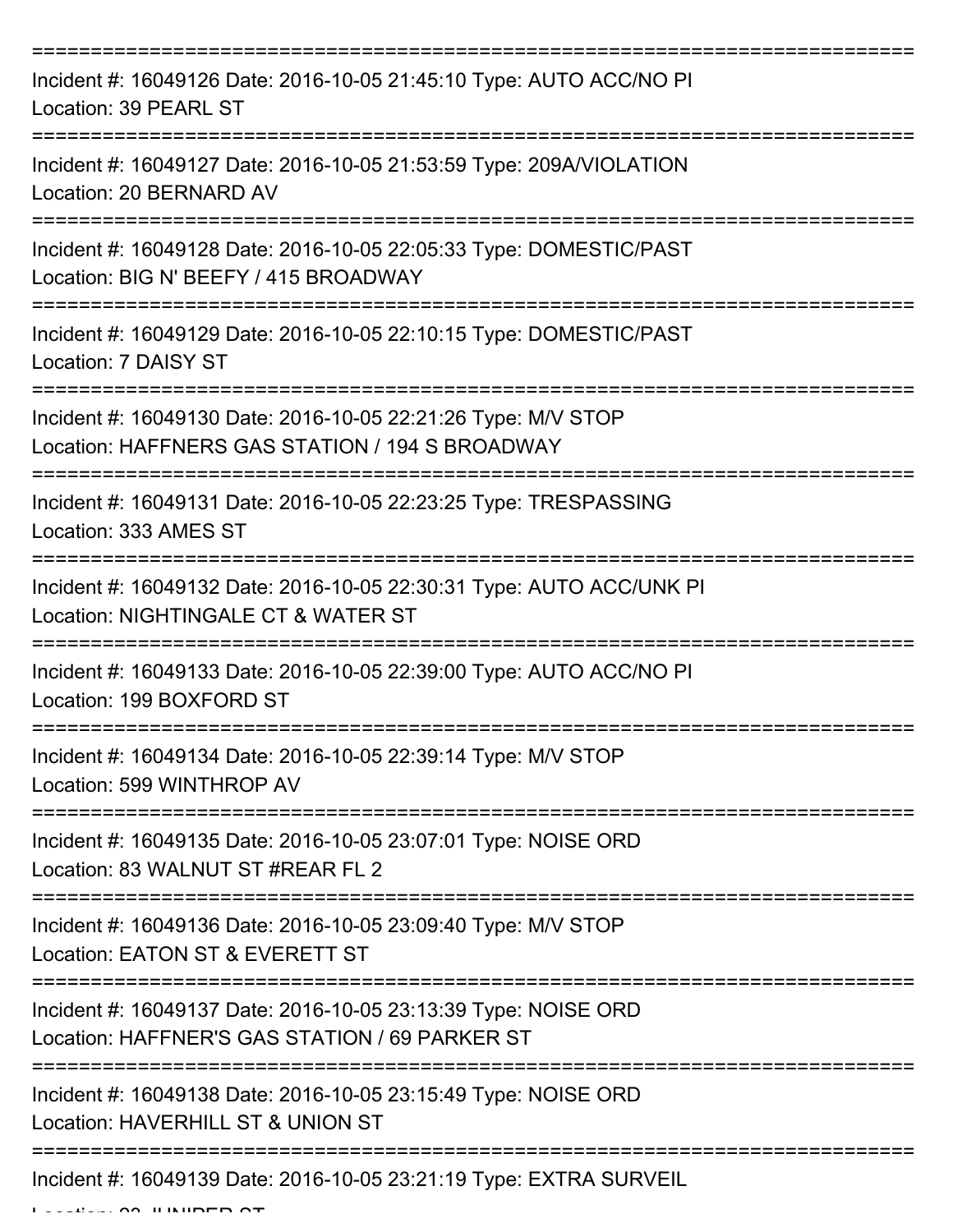===========================================================================

Incident #: 16049126 Date: 2016-10-05 21:45:10 Type: AUTO ACC/NO PI
Location: 39 PEARL ST

===========================================================================

Incident #: 16049127 Date: 2016-10-05 21:53:59 Type: 209A/VIOLATION
Location: 20 BERNARD AV

===========================================================================

Incident #: 16049128 Date: 2016-10-05 22:05:33 Type: DOMESTIC/PAST
Location: BIG N' BEEFY / 415 BROADWAY

===========================================================================

Incident #: 16049129 Date: 2016-10-05 22:10:15 Type: DOMESTIC/PAST
Location: 7 DAISY ST

===========================================================================

Incident #: 16049130 Date: 2016-10-05 22:21:26 Type: M/V STOP
Location: HAFFNERS GAS STATION / 194 S BROADWAY

===========================================================================

Incident #: 16049131 Date: 2016-10-05 22:23:25 Type: TRESPASSING
Location: 333 AMES ST

===========================================================================

Incident #: 16049132 Date: 2016-10-05 22:30:31 Type: AUTO ACC/UNK PI
Location: NIGHTINGALE CT & WATER ST

===========================================================================

Incident #: 16049133 Date: 2016-10-05 22:39:00 Type: AUTO ACC/NO PI
Location: 199 BOXFORD ST

===========================================================================

Incident #: 16049134 Date: 2016-10-05 22:39:14 Type: M/V STOP
Location: 599 WINTHROP AV

===========================================================================

Incident #: 16049135 Date: 2016-10-05 23:07:01 Type: NOISE ORD
Location: 83 WALNUT ST #REAR FL 2

===========================================================================

Incident #: 16049136 Date: 2016-10-05 23:09:40 Type: M/V STOP
Location: EATON ST & EVERETT ST

===========================================================================

Incident #: 16049137 Date: 2016-10-05 23:13:39 Type: NOISE ORD
Location: HAFFNER'S GAS STATION / 69 PARKER ST

===========================================================================

Incident #: 16049138 Date: 2016-10-05 23:15:49 Type: NOISE ORD
Location: HAVERHILL ST & UNION ST

===========================================================================

Incident #: 16049139 Date: 2016-10-05 23:21:19 Type: EXTRA SURVEIL
Location: 23 JUNIPER ST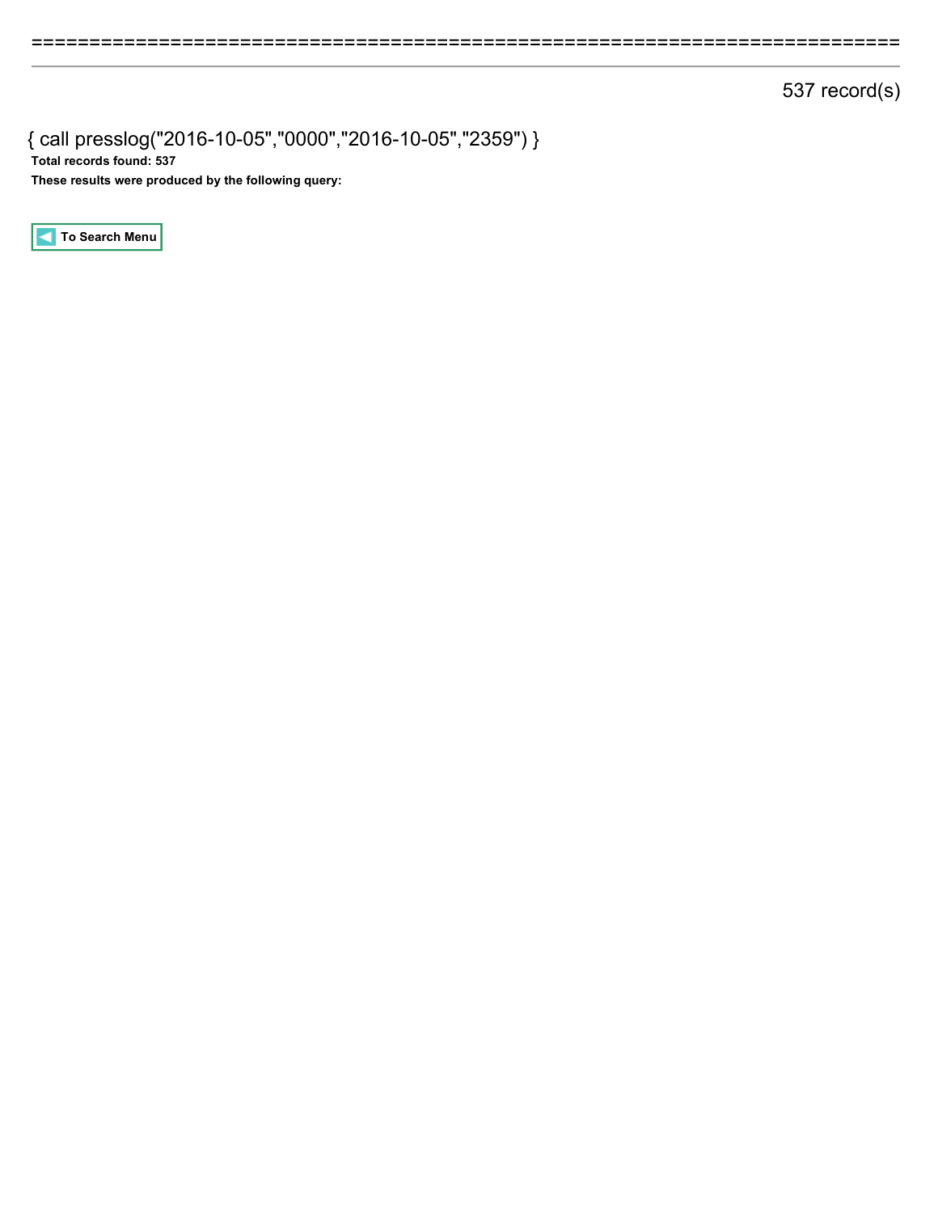==========================================================================

---

537 record(s)

{ call presslog("2016-10-05","0000","2016-10-05","2359") }

**Total records found: 537**

**These results were produced by the following query:**

**To Search Menu**